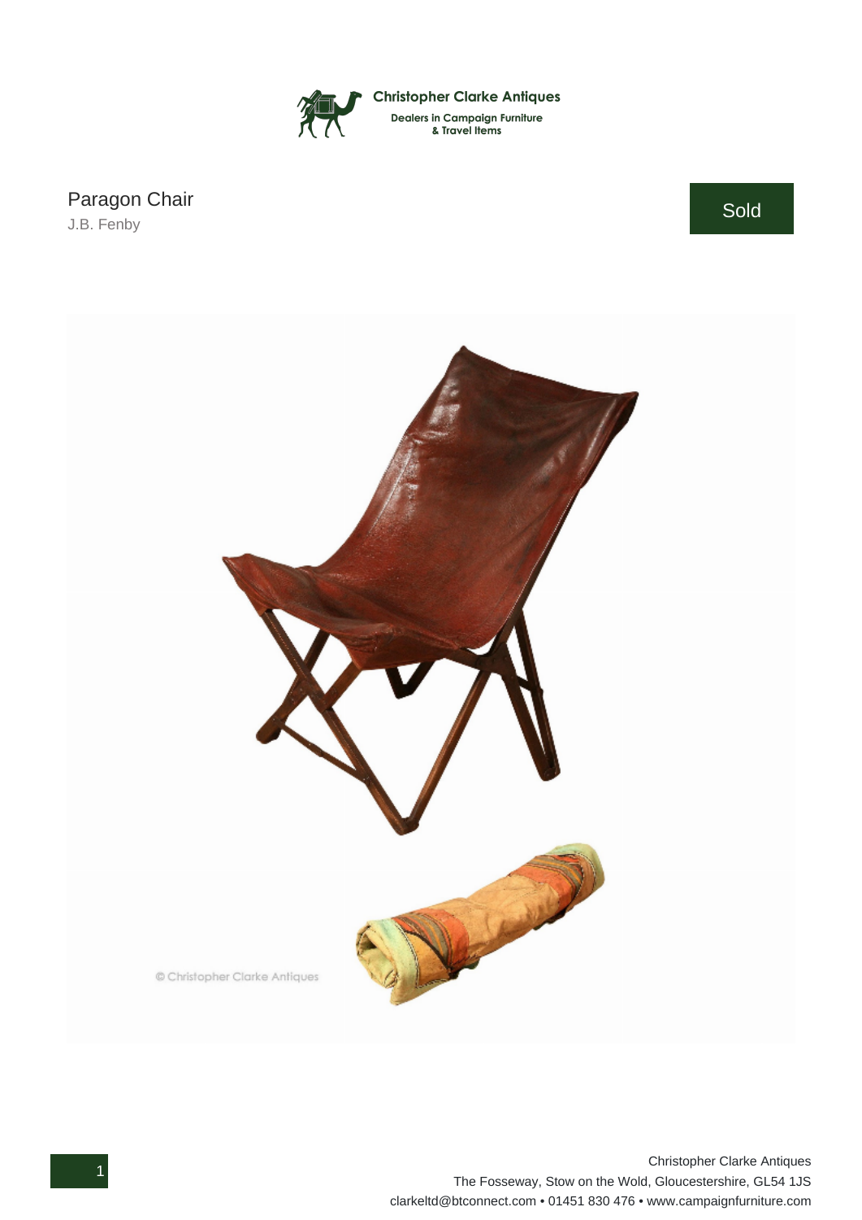Christopher Clarke Antiques

Dealers in Campaign Furniture & Travel Items

# Paragon Chair

J.B. Fenby

Sold

Christopher Clarke Antiques
The Fosseway, Stow on the Wold, Gloucestershire, GL54 1JS
clarkeltd@btconnect.com • 01451 830 476 • www.campaignfurniture.com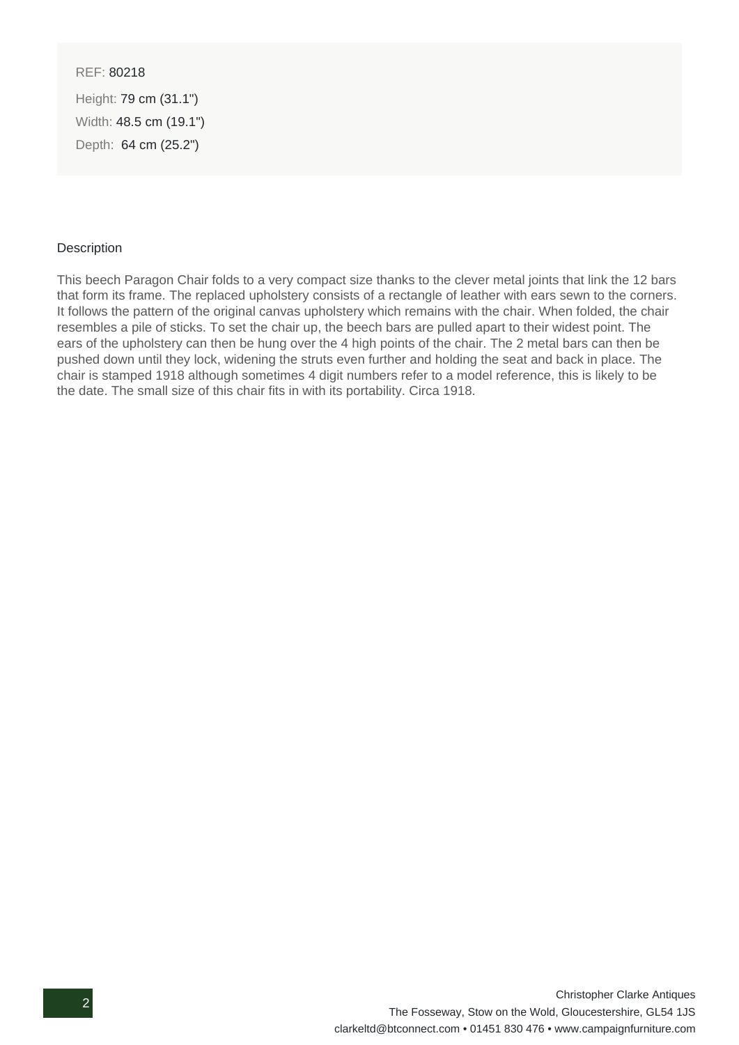REF: 80218

Height: 79 cm (31.1")

Width: 48.5 cm (19.1")

Depth: 64 cm (25.2")

Description

This beech Paragon Chair folds to a very compact size thanks to the clever metal joints that link the 12 bars that form its frame. The replaced upholstery consists of a rectangle of leather with ears sewn to the corners. It follows the pattern of the original canvas upholstery which remains with the chair. When folded, the chair resembles a pile of sticks. To set the chair up, the beech bars are pulled apart to their widest point. The ears of the upholstery can then be hung over the 4 high points of the chair. The 2 metal bars can then be pushed down until they lock, widening the struts even further and holding the seat and back in place. The chair is stamped 1918 although sometimes 4 digit numbers refer to a model reference, this is likely to be the date. The small size of this chair fits in with its portability. Circa 1918.

Christopher Clarke Antiques
The Fosseway, Stow on the Wold, Gloucestershire, GL54 1JS
clarkeltd@btconnect.com • 01451 830 476 • www.campaignfurniture.com